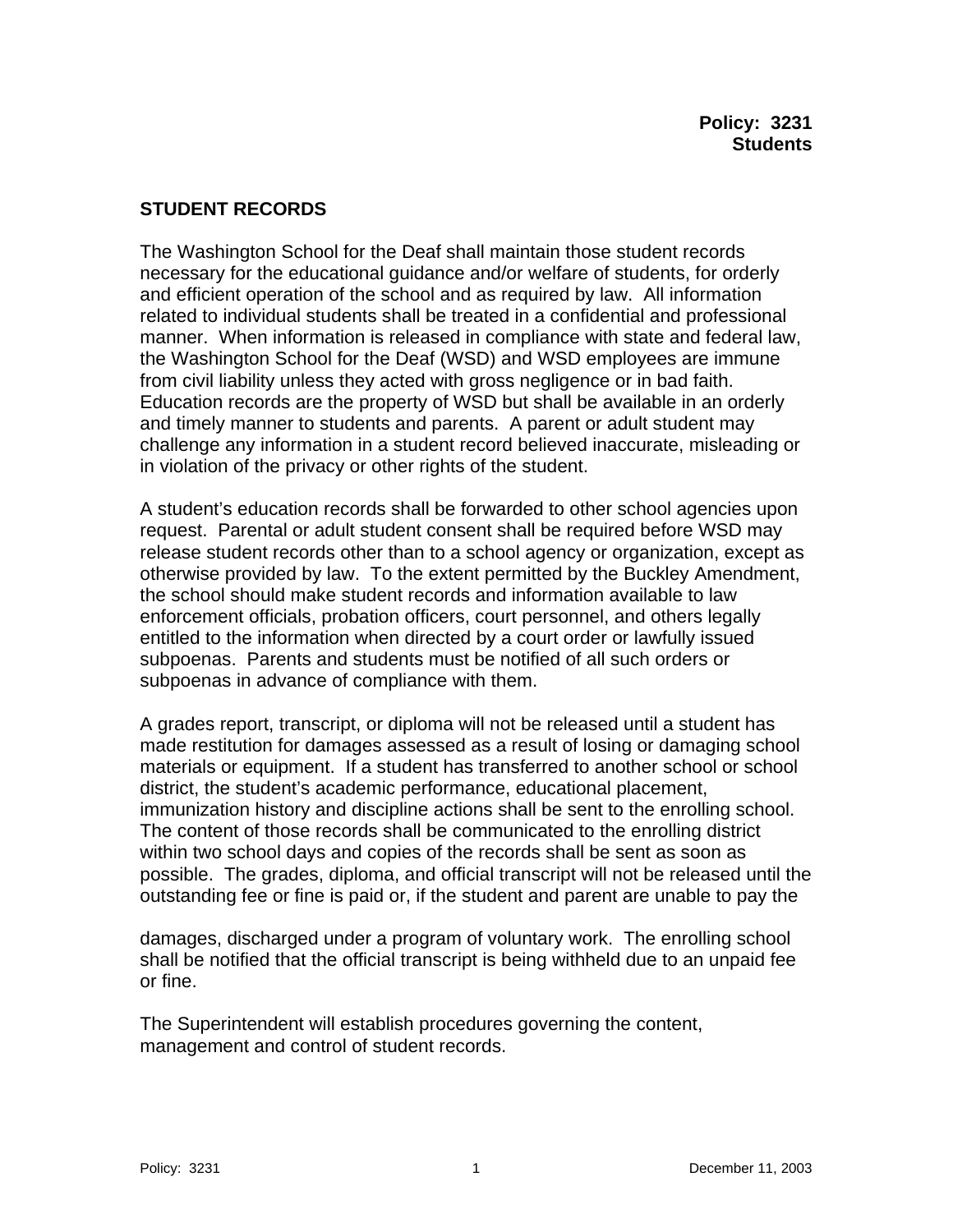**Policy: 3231**
**Students**

## STUDENT RECORDS

The Washington School for the Deaf shall maintain those student records necessary for the educational guidance and/or welfare of students, for orderly and efficient operation of the school and as required by law. All information related to individual students shall be treated in a confidential and professional manner. When information is released in compliance with state and federal law, the Washington School for the Deaf (WSD) and WSD employees are immune from civil liability unless they acted with gross negligence or in bad faith. Education records are the property of WSD but shall be available in an orderly and timely manner to students and parents. A parent or adult student may challenge any information in a student record believed inaccurate, misleading or in violation of the privacy or other rights of the student.

A student's education records shall be forwarded to other school agencies upon request. Parental or adult student consent shall be required before WSD may release student records other than to a school agency or organization, except as otherwise provided by law. To the extent permitted by the Buckley Amendment, the school should make student records and information available to law enforcement officials, probation officers, court personnel, and others legally entitled to the information when directed by a court order or lawfully issued subpoenas. Parents and students must be notified of all such orders or subpoenas in advance of compliance with them.

A grades report, transcript, or diploma will not be released until a student has made restitution for damages assessed as a result of losing or damaging school materials or equipment. If a student has transferred to another school or school district, the student's academic performance, educational placement, immunization history and discipline actions shall be sent to the enrolling school. The content of those records shall be communicated to the enrolling district within two school days and copies of the records shall be sent as soon as possible. The grades, diploma, and official transcript will not be released until the outstanding fee or fine is paid or, if the student and parent are unable to pay the damages, discharged under a program of voluntary work. The enrolling school shall be notified that the official transcript is being withheld due to an unpaid fee or fine.

The Superintendent will establish procedures governing the content, management and control of student records.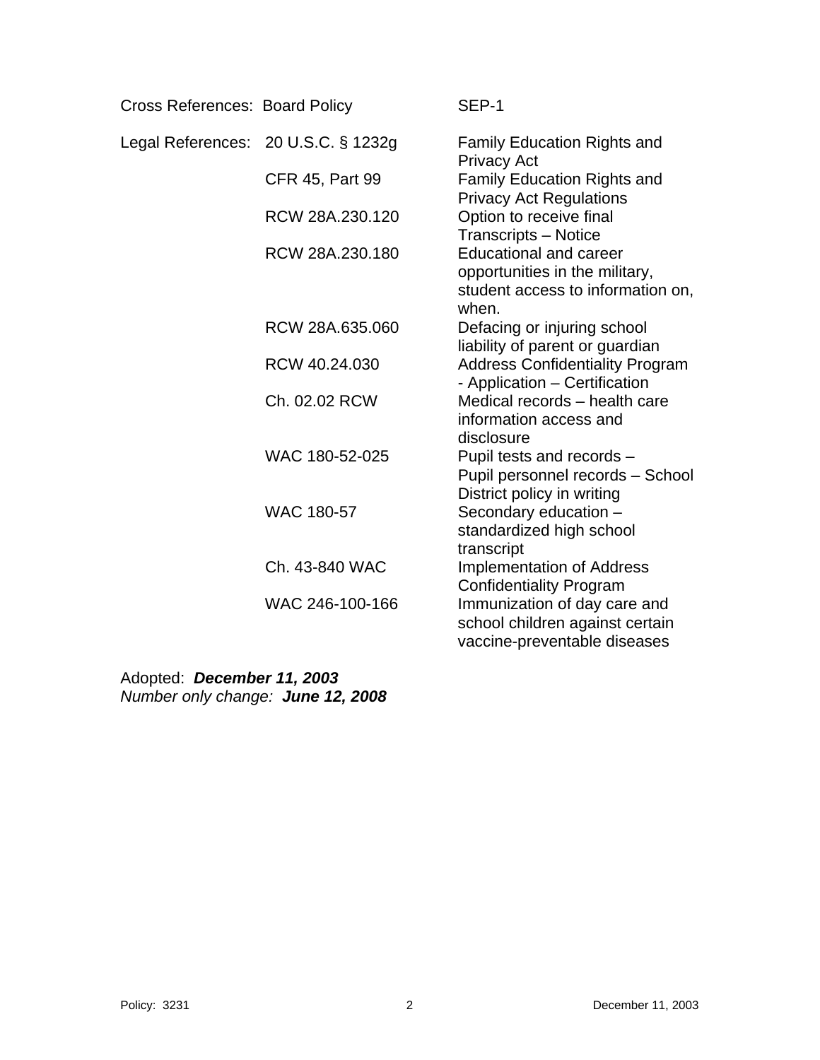| | | |
|---|---|---|
| Cross References: | Board Policy | SEP-1 |
| Legal References: | 20 U.S.C. § 1232g | Family Education Rights and Privacy Act |
| | CFR 45, Part 99 | Family Education Rights and Privacy Act Regulations |
| | RCW 28A.230.120 | Option to receive final Transcripts – Notice |
| | RCW 28A.230.180 | Educational and career opportunities in the military, student access to information on, when. |
| | RCW 28A.635.060 | Defacing or injuring school liability of parent or guardian |
| | RCW 40.24.030 | Address Confidentiality Program - Application – Certification |
| | Ch. 02.02 RCW | Medical records – health care information access and disclosure |
| | WAC 180-52-025 | Pupil tests and records – Pupil personnel records – School District policy in writing |
| | WAC 180-57 | Secondary education – standardized high school transcript |
| | Ch. 43-840 WAC | Implementation of Address Confidentiality Program |
| | WAC 246-100-166 | Immunization of day care and school children against certain vaccine-preventable diseases |

Adopted: ***December 11, 2003***
*Number only change:* ***June 12, 2008***